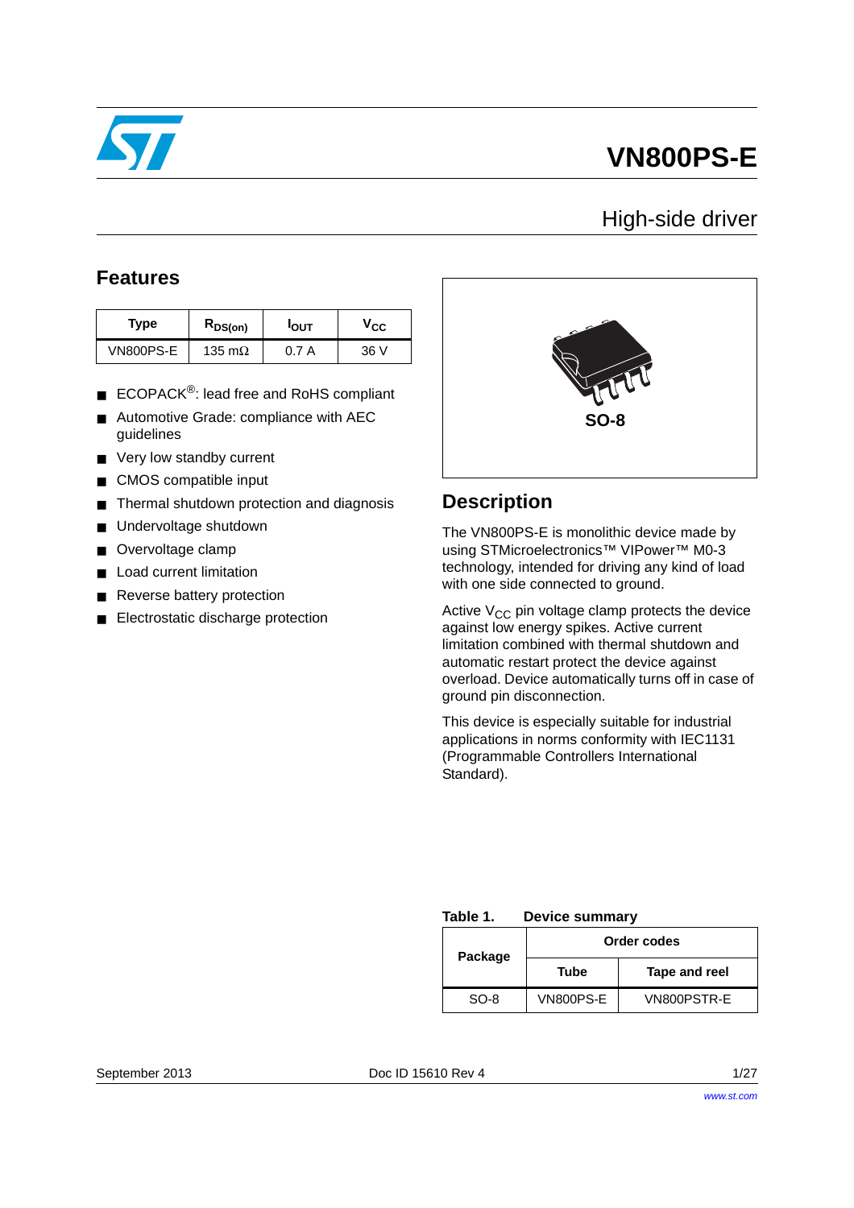# VN800PS-E

## High-side driver

## Features

| Type | $R_{DS(on)}$ | $I_{OUT}$ | $V_{CC}$ |
|---|---|---|---|
| VN800PS-E | 135 mΩ | 0.7 A | 36 V |

- ECOPACK®: lead free and RoHS compliant
- Automotive Grade: compliance with AEC guidelines
- Very low standby current
- CMOS compatible input
- Thermal shutdown protection and diagnosis
- Undervoltage shutdown
- Overvoltage clamp
- Load current limitation
- Reverse battery protection
- Electrostatic discharge protection

SO-8

## Description

The VN800PS-E is monolithic device made by using STMicroelectronics™ VIPower™ M0-3 technology, intended for driving any kind of load with one side connected to ground.

Active $V_{CC}$ pin voltage clamp protects the device against low energy spikes. Active current limitation combined with thermal shutdown and automatic restart protect the device against overload. Device automatically turns off in case of ground pin disconnection.

This device is especially suitable for industrial applications in norms conformity with IEC1131 (Programmable Controllers International Standard).

**Table 1. Device summary**

| Package | Order codes | |
|---|---|---|
| | Tube | Tape and reel |
| SO-8 | VN800PS-E | VN800PSTR-E |

September 2013 Doc ID 15610 Rev 4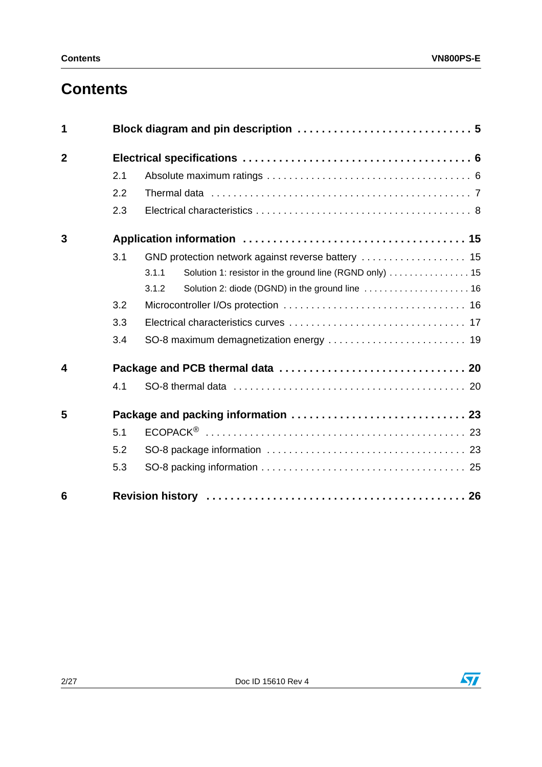# Contents

| | | |
|---|---|---|
| **1** | **Block diagram and pin description** | **5** |
| **2** | **Electrical specifications** | **6** |
| 2.1 | Absolute maximum ratings | 6 |
| 2.2 | Thermal data | 7 |
| 2.3 | Electrical characteristics | 8 |
| **3** | **Application information** | **15** |
| 3.1 | GND protection network against reverse battery | 15 |
| 3.1.1 | Solution 1: resistor in the ground line (RGND only) | 15 |
| 3.1.2 | Solution 2: diode (DGND) in the ground line | 16 |
| 3.2 | Microcontroller I/Os protection | 16 |
| 3.3 | Electrical characteristics curves | 17 |
| 3.4 | SO-8 maximum demagnetization energy | 19 |
| **4** | **Package and PCB thermal data** | **20** |
| 4.1 | SO-8 thermal data | 20 |
| **5** | **Package and packing information** | **23** |
| 5.1 | ECOPACK® | 23 |
| 5.2 | SO-8 package information | 23 |
| 5.3 | SO-8 packing information | 25 |
| **6** | **Revision history** | **26** |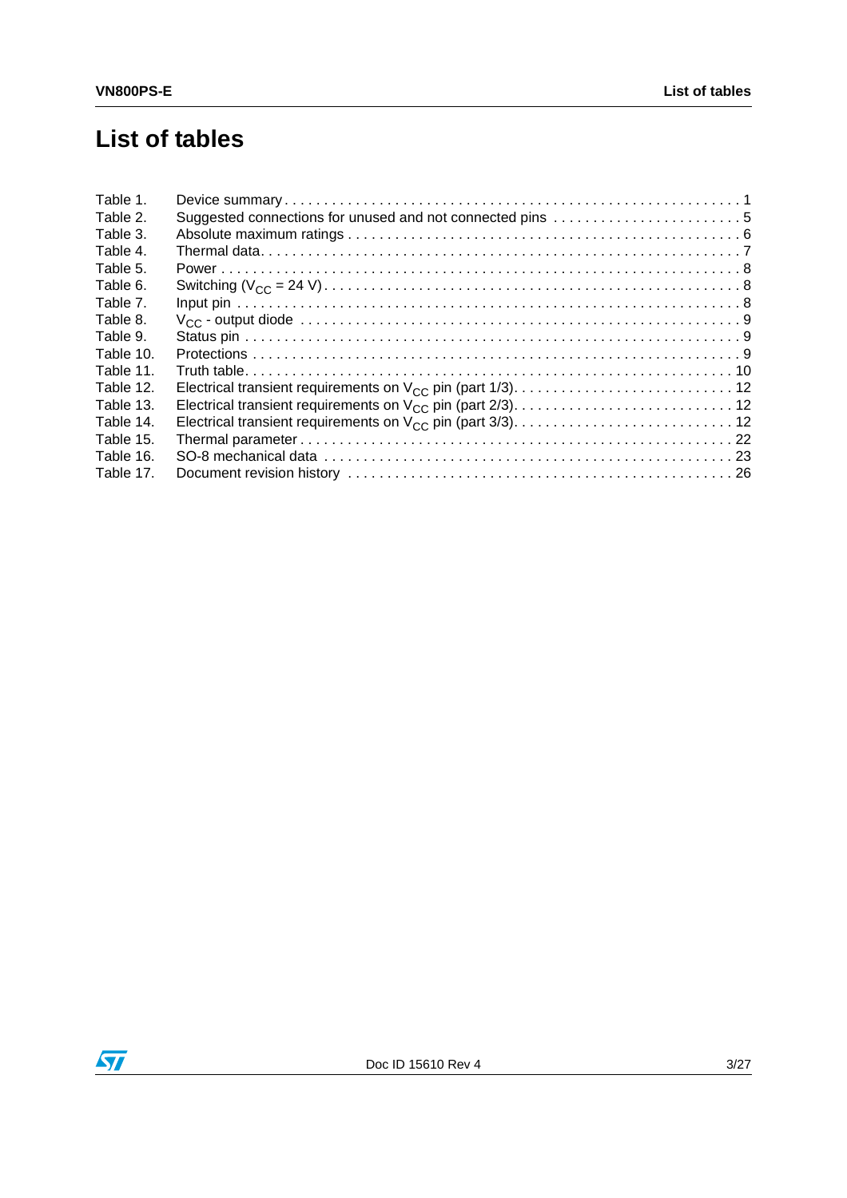# List of tables

Table 1. Device summary . . . . . . . . . . . . . . . . . . . . . . . . . . . . . . . . . . . . . . . . . . . . . . . . . . . . . . . . . 1
Table 2. Suggested connections for unused and not connected pins . . . . . . . . . . . . . . . . . . . . . . . . 5
Table 3. Absolute maximum ratings . . . . . . . . . . . . . . . . . . . . . . . . . . . . . . . . . . . . . . . . . . . . . . . . 6
Table 4. Thermal data. . . . . . . . . . . . . . . . . . . . . . . . . . . . . . . . . . . . . . . . . . . . . . . . . . . . . . . . . . 7
Table 5. Power . . . . . . . . . . . . . . . . . . . . . . . . . . . . . . . . . . . . . . . . . . . . . . . . . . . . . . . . . . . . . . . 8
Table 6. Switching ($V_{CC}$ = 24 V) . . . . . . . . . . . . . . . . . . . . . . . . . . . . . . . . . . . . . . . . . . . . . . . . . 8
Table 7. Input pin . . . . . . . . . . . . . . . . . . . . . . . . . . . . . . . . . . . . . . . . . . . . . . . . . . . . . . . . . . . . . 8
Table 8. $V_{CC}$ - output diode . . . . . . . . . . . . . . . . . . . . . . . . . . . . . . . . . . . . . . . . . . . . . . . . . . . . 9
Table 9. Status pin . . . . . . . . . . . . . . . . . . . . . . . . . . . . . . . . . . . . . . . . . . . . . . . . . . . . . . . . . . . . 9
Table 10. Protections . . . . . . . . . . . . . . . . . . . . . . . . . . . . . . . . . . . . . . . . . . . . . . . . . . . . . . . . . . 9
Table 11. Truth table. . . . . . . . . . . . . . . . . . . . . . . . . . . . . . . . . . . . . . . . . . . . . . . . . . . . . . . . . . 10
Table 12. Electrical transient requirements on $V_{CC}$ pin (part 1/3). . . . . . . . . . . . . . . . . . . . . . . . . . . 12
Table 13. Electrical transient requirements on $V_{CC}$ pin (part 2/3). . . . . . . . . . . . . . . . . . . . . . . . . . . 12
Table 14. Electrical transient requirements on $V_{CC}$ pin (part 3/3). . . . . . . . . . . . . . . . . . . . . . . . . . . 12
Table 15. Thermal parameter . . . . . . . . . . . . . . . . . . . . . . . . . . . . . . . . . . . . . . . . . . . . . . . . . . . . 22
Table 16. SO-8 mechanical data . . . . . . . . . . . . . . . . . . . . . . . . . . . . . . . . . . . . . . . . . . . . . . . . . 23
Table 17. Document revision history . . . . . . . . . . . . . . . . . . . . . . . . . . . . . . . . . . . . . . . . . . . . . . 26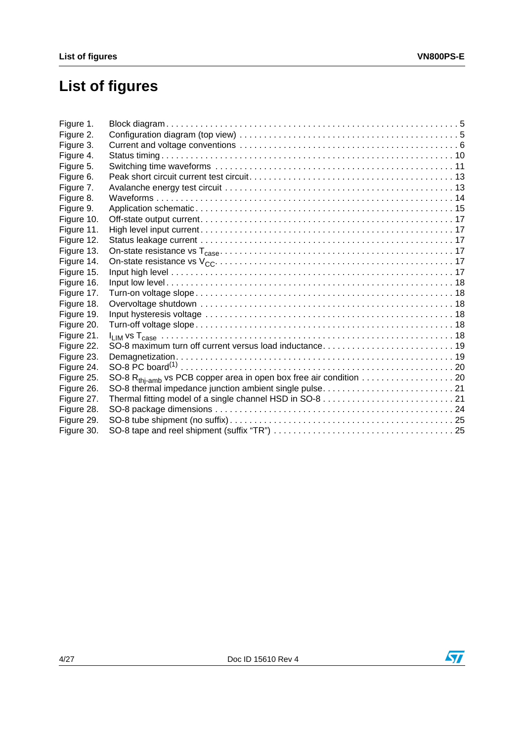# List of figures

| | | |
|---|---|---|
| Figure 1. | Block diagram | 5 |
| Figure 2. | Configuration diagram (top view) | 5 |
| Figure 3. | Current and voltage conventions | 6 |
| Figure 4. | Status timing | 10 |
| Figure 5. | Switching time waveforms | 11 |
| Figure 6. | Peak short circuit current test circuit | 13 |
| Figure 7. | Avalanche energy test circuit | 13 |
| Figure 8. | Waveforms | 14 |
| Figure 9. | Application schematic | 15 |
| Figure 10. | Off-state output current | 17 |
| Figure 11. | High level input current | 17 |
| Figure 12. | Status leakage current | 17 |
| Figure 13. | On-state resistance vs $T_{case}$ | 17 |
| Figure 14. | On-state resistance vs $V_{CC}$ | 17 |
| Figure 15. | Input high level | 17 |
| Figure 16. | Input low level | 18 |
| Figure 17. | Turn-on voltage slope | 18 |
| Figure 18. | Overvoltage shutdown | 18 |
| Figure 19. | Input hysteresis voltage | 18 |
| Figure 20. | Turn-off voltage slope | 18 |
| Figure 21. | $I_{LIM}$ vs $T_{case}$ | 18 |
| Figure 22. | SO-8 maximum turn off current versus load inductance | 19 |
| Figure 23. | Demagnetization | 19 |
| Figure 24. | SO-8 PC board[(1)] | 20 |
| Figure 25. | SO-8 $R_{thj-amb}$ vs PCB copper area in open box free air condition | 20 |
| Figure 26. | SO-8 thermal impedance junction ambient single pulse | 21 |
| Figure 27. | Thermal fitting model of a single channel HSD in SO-8 | 21 |
| Figure 28. | SO-8 package dimensions | 24 |
| Figure 29. | SO-8 tube shipment (no suffix) | 25 |
| Figure 30. | SO-8 tape and reel shipment (suffix “TR”) | 25 |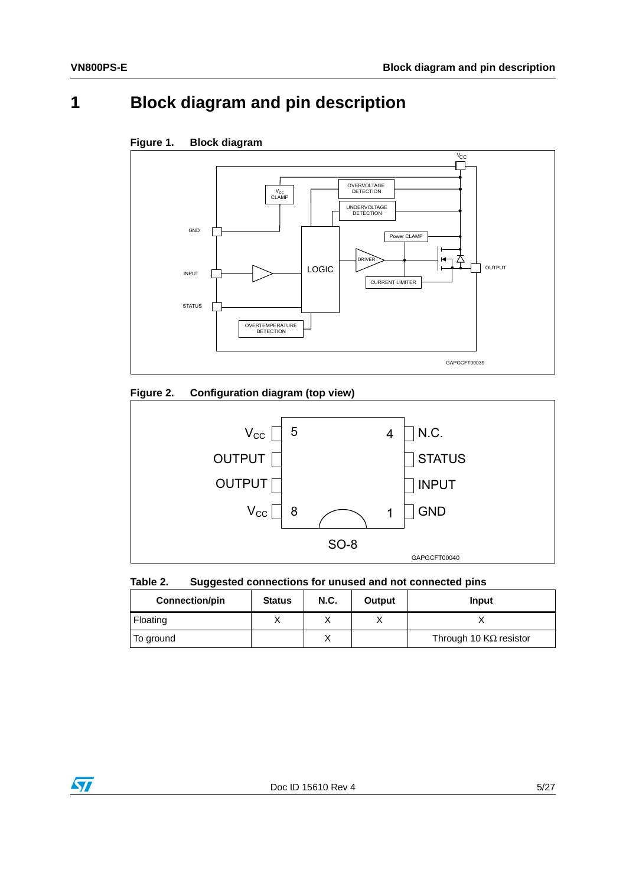# 1 Block diagram and pin description

**Figure 1. Block diagram**

$V_{CC}$

OVERVOLTAGE DETECTION

$V_{CC}$ CLAMP

UNDERVOLTAGE DETECTION

GND

Power CLAMP

DRIVER

LOGIC

INPUT

OUTPUT

CURRENT LIMITER

STATUS

OVERTEMPERATURE DETECTION

GAPGCFT00039

**Figure 2. Configuration diagram (top view)**

$V_{CC}$ 5

OUTPUT

OUTPUT

$V_{CC}$ 8

4 N.C.

STATUS

INPUT

1 GND

SO-8

GAPGCFT00040

**Table 2. Suggested connections for unused and not connected pins**

| Connection/pin | Status | N.C. | Output | Input |
|---|---|---|---|---|
| Floating | X | X | X | X |
| To ground | | X | | Through 10 KΩ resistor |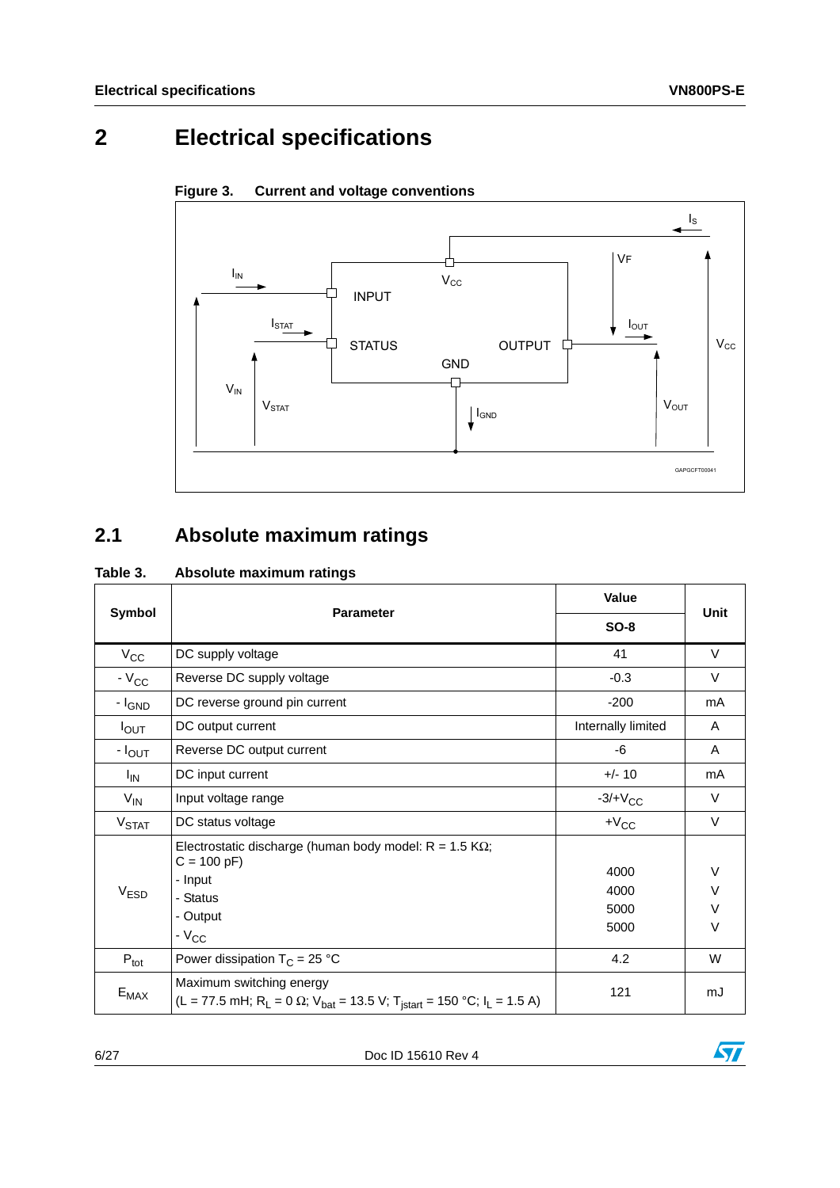# 2 Electrical specifications

Figure 3. Current and voltage conventions

$I_S$

$V_F$

$I_{IN}$

$V_{CC}$

INPUT

$I_{STAT}$

$I_{OUT}$

STATUS

OUTPUT

$V_{CC}$

GND

$V_{IN}$

$V_{STAT}$

$I_{GND}$

$V_{OUT}$

GAPGCFT00041

## 2.1 Absolute maximum ratings

Table 3. Absolute maximum ratings

| Symbol | Parameter | Value SO-8 | Unit |
|---|---|---|---|
| $V_{CC}$ | DC supply voltage | 41 | V |
| - $V_{CC}$ | Reverse DC supply voltage | -0.3 | V |
| - $I_{GND}$ | DC reverse ground pin current | -200 | mA |
| $I_{OUT}$ | DC output current | Internally limited | A |
| - $I_{OUT}$ | Reverse DC output current | -6 | A |
| $I_{IN}$ | DC input current | +/- 10 | mA |
| $V_{IN}$ | Input voltage range | -3/+$V_{CC}$ | V |
| $V_{STAT}$ | DC status voltage | +$V_{CC}$ | V |
| $V_{ESD}$ | Electrostatic discharge (human body model: R = 1.5 KΩ; C = 100 pF)<br>- Input<br>- Status<br>- Output<br>- $V_{CC}$ | <br>4000<br>4000<br>5000<br>5000 | <br>V<br>V<br>V<br>V |
| $P_{tot}$ | Power dissipation $T_C$ = 25 °C | 4.2 | W |
| $E_{MAX}$ | Maximum switching energy<br>(L = 77.5 mH; $R_L$ = 0 Ω; $V_{bat}$ = 13.5 V; $T_{jstart}$ = 150 °C; $I_L$ = 1.5 A) | 121 | mJ |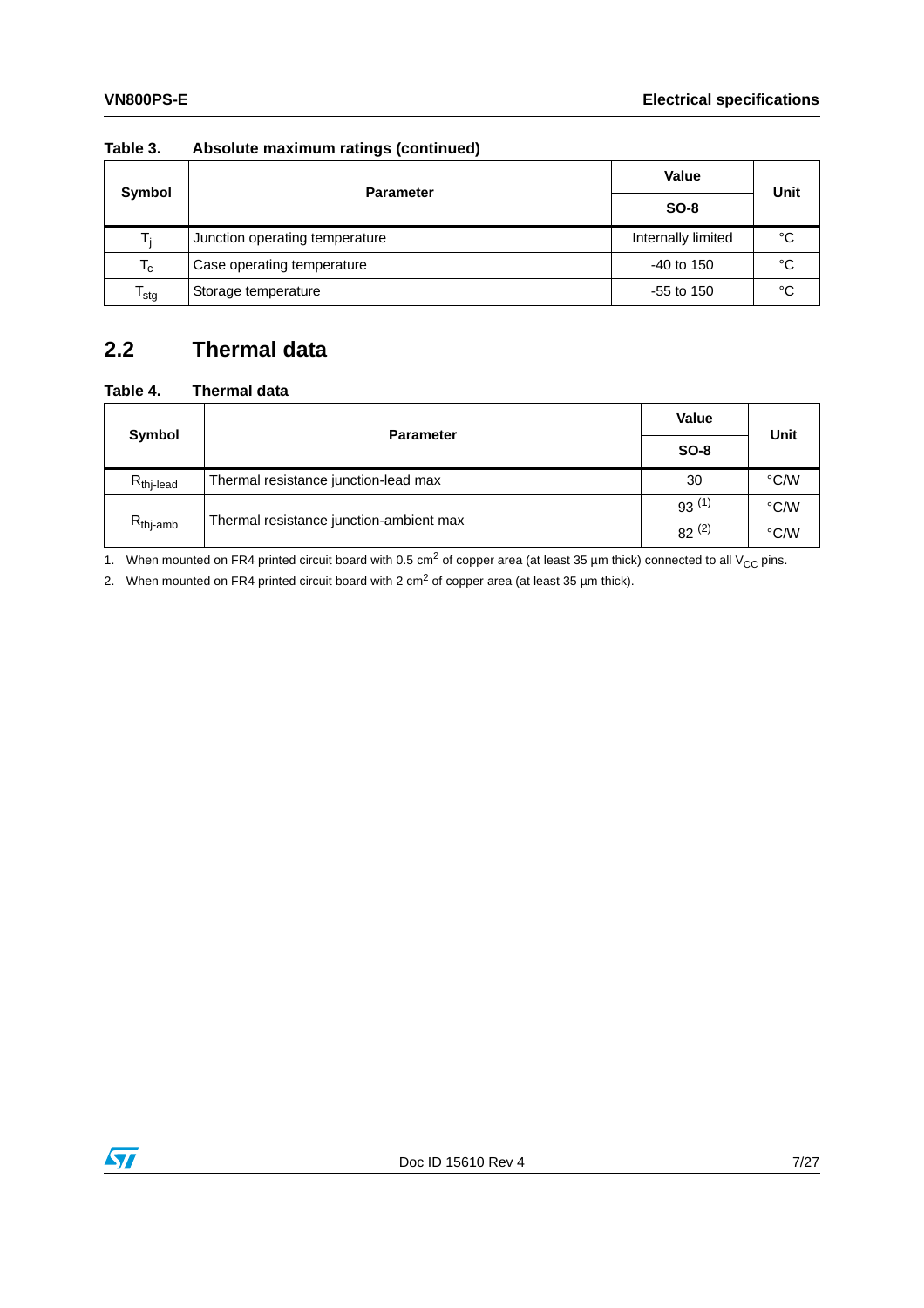Table 3. Absolute maximum ratings (continued)

| Symbol | Parameter | Value | Unit |
|---|---|---|---|
| | | SO-8 | |
| $T_j$ | Junction operating temperature | Internally limited | °C |
| $T_c$ | Case operating temperature | -40 to 150 | °C |
| $T_{stg}$ | Storage temperature | -55 to 150 | °C |

## 2.2 Thermal data

Table 4. Thermal data

| Symbol | Parameter | Value | Unit |
|---|---|---|---|
| | | SO-8 | |
| $R_{thj\text{-}lead}$ | Thermal resistance junction-lead max | 30 | °C/W |
| $R_{thj\text{-}amb}$ | Thermal resistance junction-ambient max | 93 (1) | °C/W |
| | | 82 (2) | °C/W |

1. When mounted on FR4 printed circuit board with 0.5 $cm^2$ of copper area (at least 35 µm thick) connected to all $V_{CC}$ pins.
2. When mounted on FR4 printed circuit board with 2 $cm^2$ of copper area (at least 35 µm thick).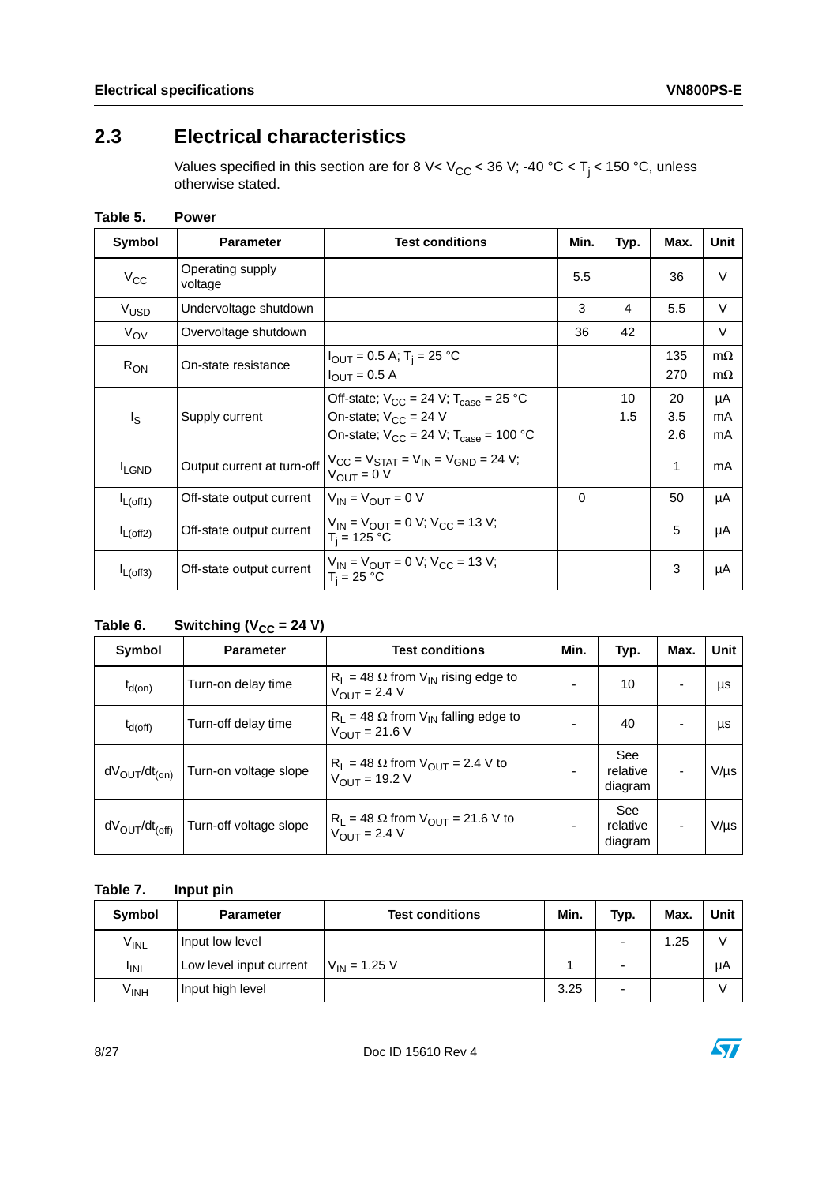## 2.3 Electrical characteristics

Values specified in this section are for 8 V< $V_{CC}$ < 36 V; -40 °C < $T_j$ < 150 °C, unless otherwise stated.

**Table 5. Power**

| Symbol | Parameter | Test conditions | Min. | Typ. | Max. | Unit |
|---|---|---|---|---|---|---|
| $V_{CC}$ | Operating supply voltage | | 5.5 | | 36 | V |
| $V_{USD}$ | Undervoltage shutdown | | 3 | 4 | 5.5 | V |
| $V_{OV}$ | Overvoltage shutdown | | 36 | 42 | | V |
| $R_{ON}$ | On-state resistance | $I_{OUT}$ = 0.5 A; $T_j$ = 25 °C<br>$I_{OUT}$ = 0.5 A | | | 135<br>270 | mΩ<br>mΩ |
| $I_S$ | Supply current | Off-state; $V_{CC}$ = 24 V; $T_{case}$ = 25 °C<br>On-state; $V_{CC}$ = 24 V<br>On-state; $V_{CC}$ = 24 V; $T_{case}$ = 100 °C | | 10<br>1.5 | 20<br>3.5<br>2.6 | µA<br>mA<br>mA |
| $I_{LGND}$ | Output current at turn-off | $V_{CC}$ = $V_{STAT}$ = $V_{IN}$ = $V_{GND}$ = 24 V; $V_{OUT}$ = 0 V | | | 1 | mA |
| $I_{L(off1)}$ | Off-state output current | $V_{IN}$ = $V_{OUT}$ = 0 V | 0 | | 50 | µA |
| $I_{L(off2)}$ | Off-state output current | $V_{IN}$ = $V_{OUT}$ = 0 V; $V_{CC}$ = 13 V; $T_j$ = 125 °C | | | 5 | µA |
| $I_{L(off3)}$ | Off-state output current | $V_{IN}$ = $V_{OUT}$ = 0 V; $V_{CC}$ = 13 V; $T_j$ = 25 °C | | | 3 | µA |

**Table 6. Switching ($V_{CC}$ = 24 V)**

| Symbol | Parameter | Test conditions | Min. | Typ. | Max. | Unit |
|---|---|---|---|---|---|---|
| $t_{d(on)}$ | Turn-on delay time | $R_L$ = 48 Ω from $V_{IN}$ rising edge to $V_{OUT}$ = 2.4 V | - | 10 | - | µs |
| $t_{d(off)}$ | Turn-off delay time | $R_L$ = 48 Ω from $V_{IN}$ falling edge to $V_{OUT}$ = 21.6 V | - | 40 | - | µs |
| $dV_{OUT}/dt_{(on)}$ | Turn-on voltage slope | $R_L$ = 48 Ω from $V_{OUT}$ = 2.4 V to $V_{OUT}$ = 19.2 V | - | See relative diagram | - | V/µs |
| $dV_{OUT}/dt_{(off)}$ | Turn-off voltage slope | $R_L$ = 48 Ω from $V_{OUT}$ = 21.6 V to $V_{OUT}$ = 2.4 V | - | See relative diagram | - | V/µs |

**Table 7. Input pin**

| Symbol | Parameter | Test conditions | Min. | Typ. | Max. | Unit |
|---|---|---|---|---|---|---|
| $V_{INL}$ | Input low level | | | - | 1.25 | V |
| $I_{INL}$ | Low level input current | $V_{IN}$ = 1.25 V | 1 | - | | µA |
| $V_{INH}$ | Input high level | | 3.25 | - | | V |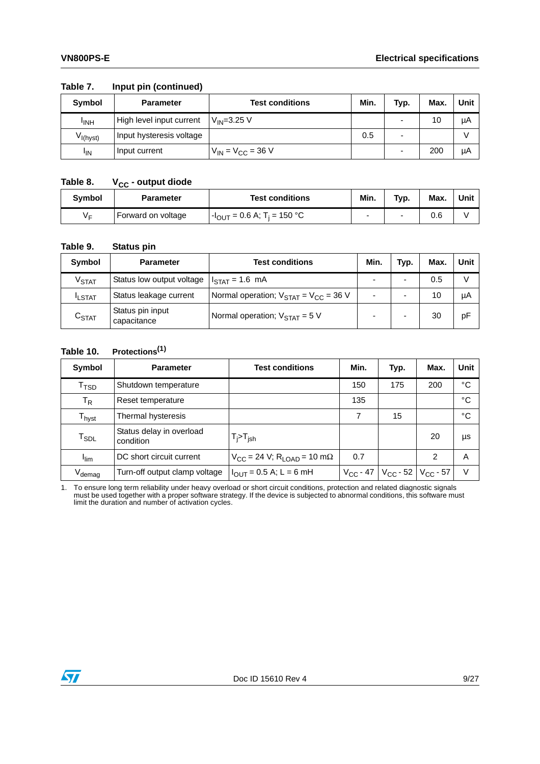**Table 7. Input pin (continued)**

| Symbol | Parameter | Test conditions | Min. | Typ. | Max. | Unit |
|---|---|---|---|---|---|---|
| $I_{INH}$ | High level input current | $V_{IN}$=3.25 V | | - | 10 | µA |
| $V_{I(hyst)}$ | Input hysteresis voltage | | 0.5 | - | | V |
| $I_{IN}$ | Input current | $V_{IN} = V_{CC}$ = 36 V | | - | 200 | µA |

**Table 8. $V_{CC}$ - output diode**

| Symbol | Parameter | Test conditions | Min. | Typ. | Max. | Unit |
|---|---|---|---|---|---|---|
| $V_F$ | Forward on voltage | $-I_{OUT}$ = 0.6 A; $T_j$ = 150 °C | - | - | 0.6 | V |

**Table 9. Status pin**

| Symbol | Parameter | Test conditions | Min. | Typ. | Max. | Unit |
|---|---|---|---|---|---|---|
| $V_{STAT}$ | Status low output voltage | $I_{STAT}$ = 1.6 mA | - | - | 0.5 | V |
| $I_{LSTAT}$ | Status leakage current | Normal operation; $V_{STAT} = V_{CC}$ = 36 V | - | - | 10 | µA |
| $C_{STAT}$ | Status pin input capacitance | Normal operation; $V_{STAT}$ = 5 V | - | - | 30 | pF |

**Table 10. Protections(1)**

| Symbol | Parameter | Test conditions | Min. | Typ. | Max. | Unit |
|---|---|---|---|---|---|---|
| $T_{TSD}$ | Shutdown temperature | | 150 | 175 | 200 | °C |
| $T_R$ | Reset temperature | | 135 | | | °C |
| $T_{hyst}$ | Thermal hysteresis | | 7 | 15 | | °C |
| $T_{SDL}$ | Status delay in overload condition | $T_j > T_{jsh}$ | | | 20 | µs |
| $I_{lim}$ | DC short circuit current | $V_{CC}$ = 24 V; $R_{LOAD}$ = 10 mΩ | 0.7 | | 2 | A |
| $V_{demag}$ | Turn-off output clamp voltage | $I_{OUT}$ = 0.5 A; L = 6 mH | $V_{CC}$ - 47 | $V_{CC}$ - 52 | $V_{CC}$ - 57 | V |

1. To ensure long term reliability under heavy overload or short circuit conditions, protection and related diagnostic signals must be used together with a proper software strategy. If the device is subjected to abnormal conditions, this software must limit the duration and number of activation cycles.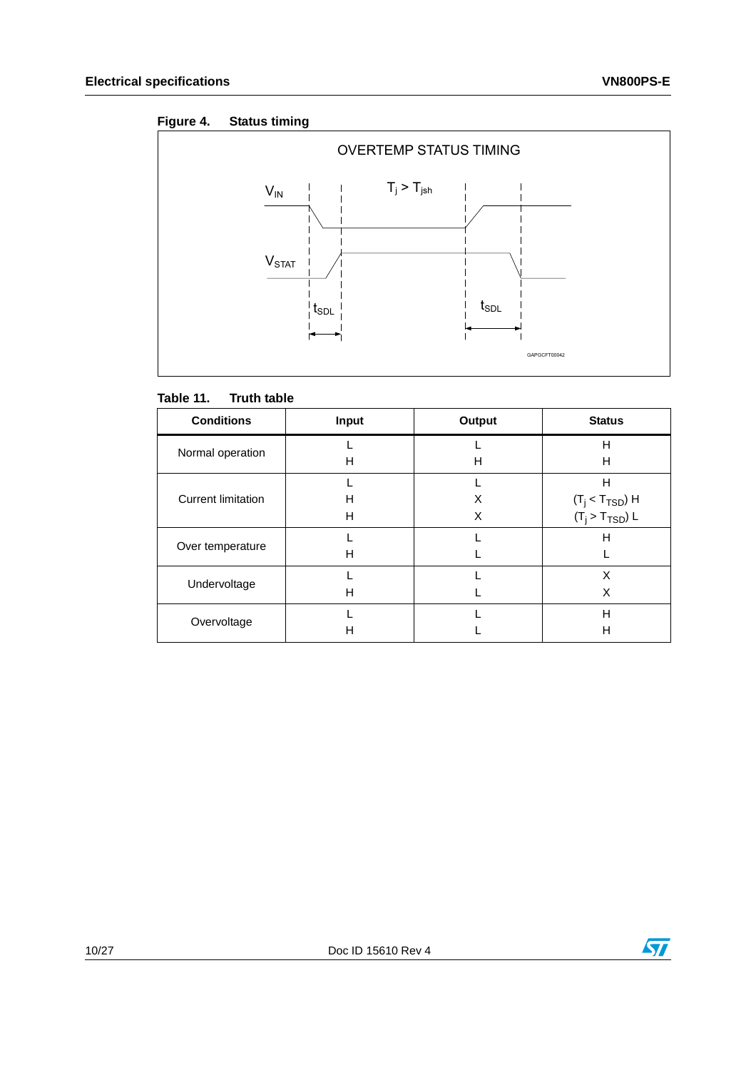Figure 4. Status timing

OVERTEMP STATUS TIMING

$V_{IN}$

$T_j > T_{jsh}$

$V_{STAT}$

$t_{SDL}$

$t_{SDL}$

GAPGCFT00042

Table 11. Truth table

| Conditions | Input | Output | Status |
|---|---|---|---|
| Normal operation | L<br>H | L<br>H | H<br>H |
| Current limitation | L<br>H<br>H | L<br>X<br>X | H<br>$(T_j < T_{TSD})$ H<br>$(T_j > T_{TSD})$ L |
| Over temperature | L<br>H | L<br>L | H<br>L |
| Undervoltage | L<br>H | L<br>L | X<br>X |
| Overvoltage | L<br>H | L<br>L | H<br>H |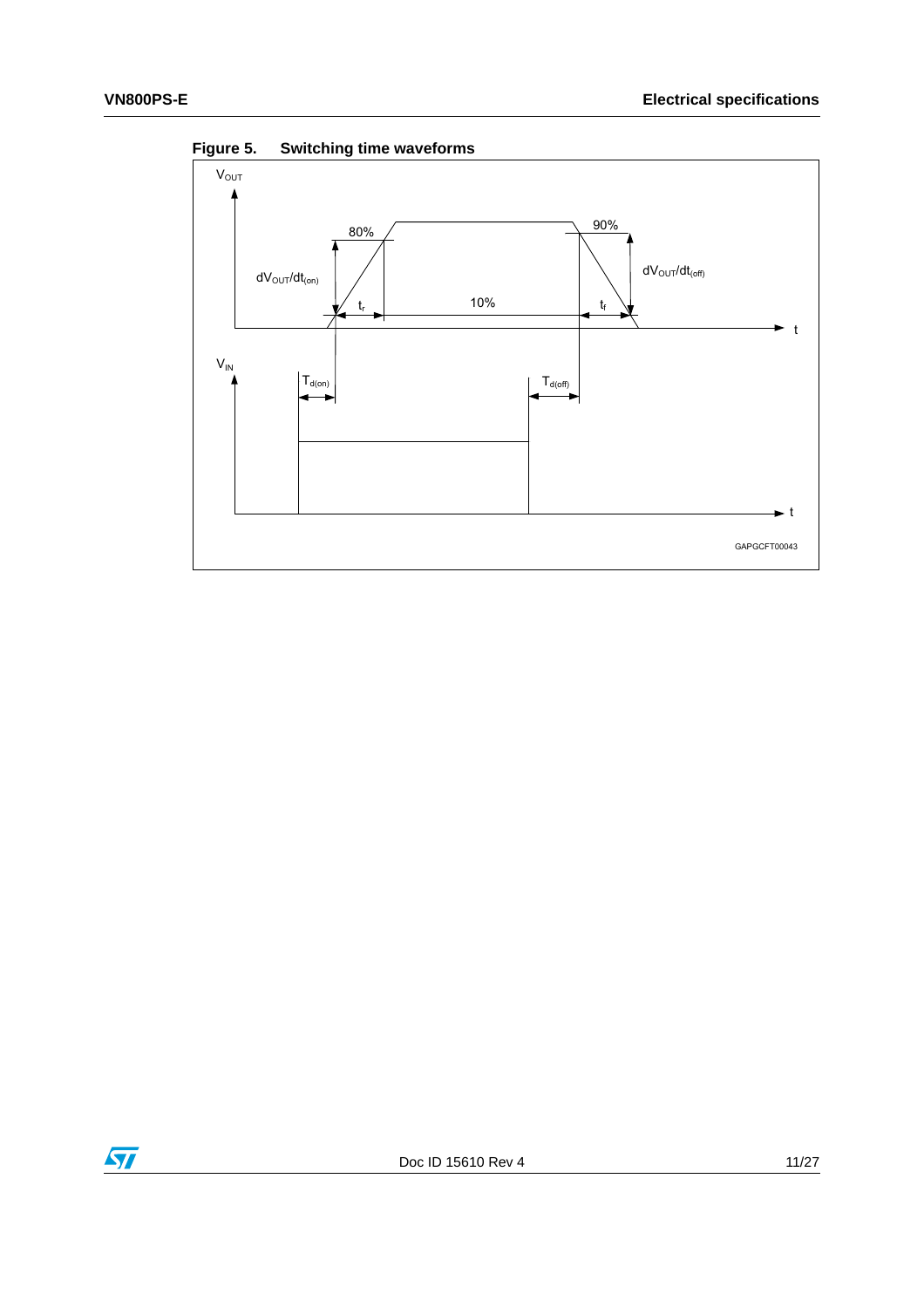**Figure 5. Switching time waveforms**

$V_{OUT}$

80%

90%

$dV_{OUT}/dt_{(on)}$

$dV_{OUT}/dt_{(off)}$

$t_r$

10%

$t_f$

t

$V_{IN}$

$T_{d(on)}$

$T_{d(off)}$

t

GAPGCFT00043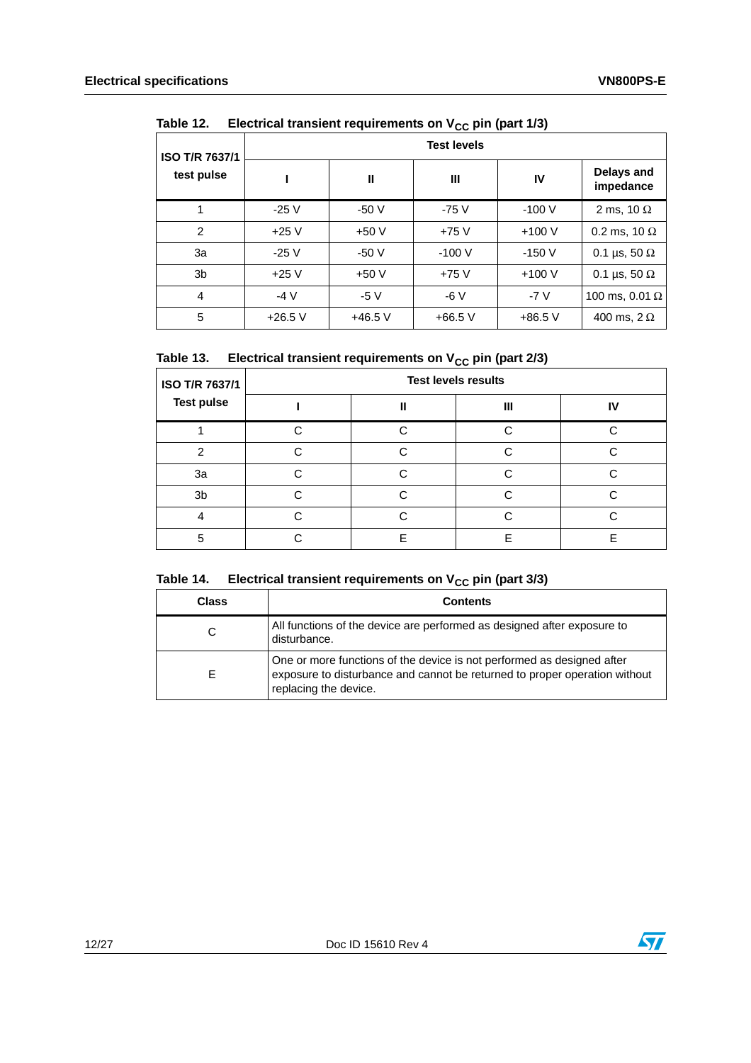Table 12. Electrical transient requirements on $V_{CC}$ pin (part 1/3)

| ISO T/R 7637/1 test pulse | Test levels | | | | |
|---|---|---|---|---|---|
| | I | II | III | IV | Delays and impedance |
| 1 | -25 V | -50 V | -75 V | -100 V | 2 ms, 10 Ω |
| 2 | +25 V | +50 V | +75 V | +100 V | 0.2 ms, 10 Ω |
| 3a | -25 V | -50 V | -100 V | -150 V | 0.1 µs, 50 Ω |
| 3b | +25 V | +50 V | +75 V | +100 V | 0.1 µs, 50 Ω |
| 4 | -4 V | -5 V | -6 V | -7 V | 100 ms, 0.01 Ω |
| 5 | +26.5 V | +46.5 V | +66.5 V | +86.5 V | 400 ms, 2 Ω |

Table 13. Electrical transient requirements on $V_{CC}$ pin (part 2/3)

| ISO T/R 7637/1 Test pulse | Test levels results | | | |
|---|---|---|---|---|
| | I | II | III | IV |
| 1 | C | C | C | C |
| 2 | C | C | C | C |
| 3a | C | C | C | C |
| 3b | C | C | C | C |
| 4 | C | C | C | C |
| 5 | C | E | E | E |

Table 14. Electrical transient requirements on $V_{CC}$ pin (part 3/3)

| Class | Contents |
|---|---|
| C | All functions of the device are performed as designed after exposure to disturbance. |
| E | One or more functions of the device is not performed as designed after exposure to disturbance and cannot be returned to proper operation without replacing the device. |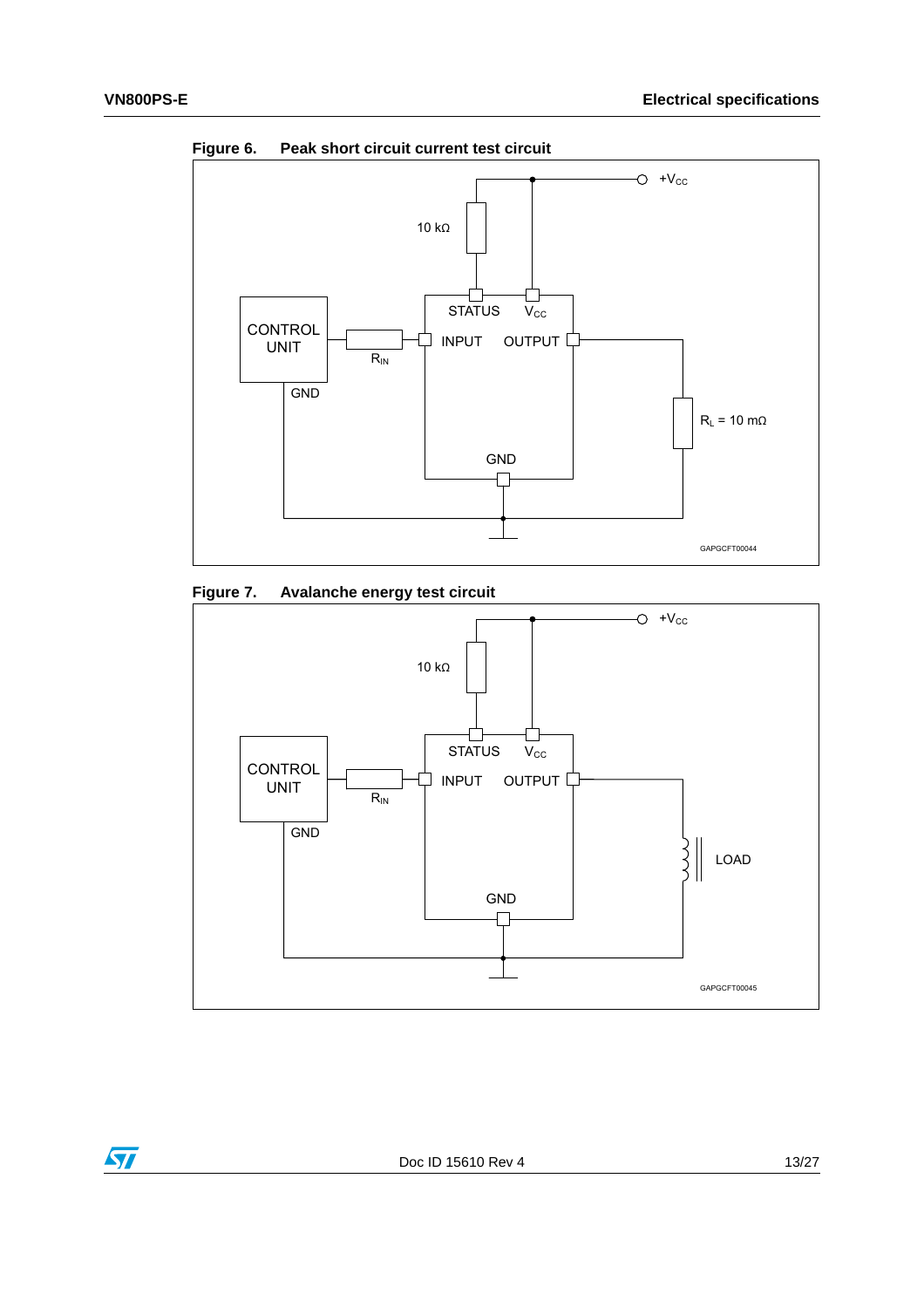Figure 6. Peak short circuit current test circuit

+$V_{CC}$

10 kΩ

STATUS

$V_{CC}$

CONTROL UNIT

INPUT

OUTPUT

$R_{IN}$

GND

$R_L$ = 10 mΩ

GND

GAPGCFT00044

Figure 7. Avalanche energy test circuit

+$V_{CC}$

10 kΩ

STATUS

$V_{CC}$

CONTROL UNIT

INPUT

OUTPUT

$R_{IN}$

GND

LOAD

GND

GAPGCFT00045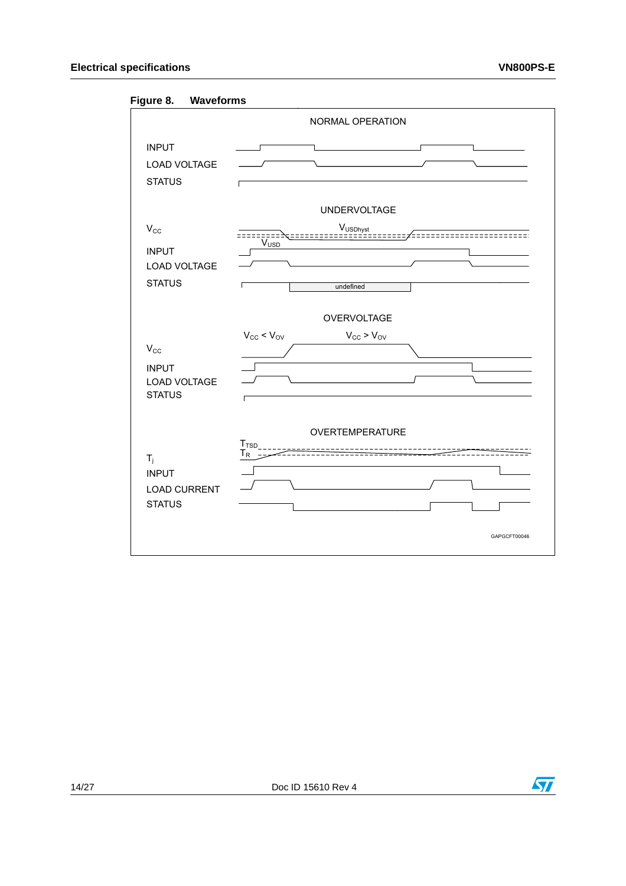Figure 8. Waveforms

NORMAL OPERATION

INPUT

LOAD VOLTAGE

STATUS

UNDERVOLTAGE

$V_{CC}$

$V_{USDhyst}$

$V_{USD}$

INPUT

LOAD VOLTAGE

STATUS

undefined

OVERVOLTAGE

$V_{CC} < V_{OV}$

$V_{CC} > V_{OV}$

$V_{CC}$

INPUT

LOAD VOLTAGE

STATUS

OVERTEMPERATURE

$T_{TSD}$

$T_R$

$T_j$

INPUT

LOAD CURRENT

STATUS

GAPGCFT00046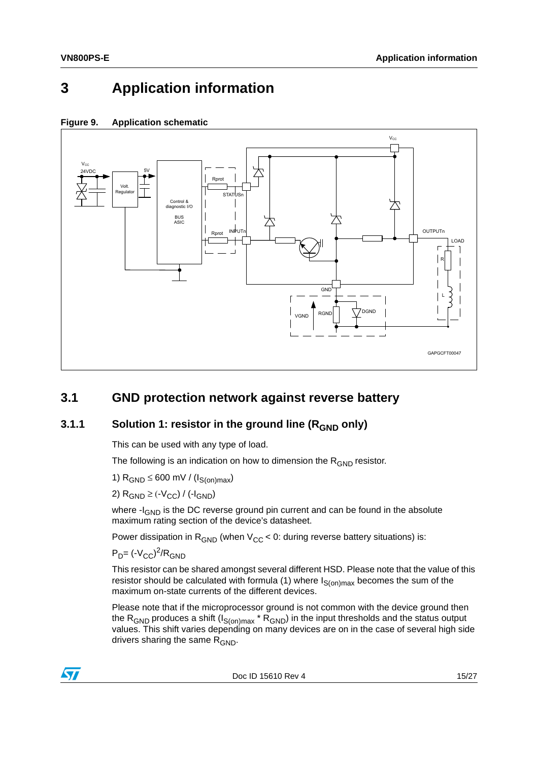# 3 Application information

**Figure 9. Application schematic**

$V_{cc}$

24VDC

5V

Volt. Regulator

Control & diagnostic I/O

BUS ASIC

Rprot

STATUSn

Rprot

INPUTn

$V_{cc}$

OUTPUTn

LOAD

R

L

GND

VGND

RGND

DGND

GAPGCFT00047

## 3.1 GND protection network against reverse battery

### 3.1.1 Solution 1: resistor in the ground line ($R_{GND}$ only)

This can be used with any type of load.

The following is an indication on how to dimension the $R_{GND}$ resistor.

1) $R_{GND} \leq 600\ mV / (I_{S(on)max})$

2) $R_{GND} \geq (-V_{CC}) / (-I_{GND})$

where $-I_{GND}$ is the DC reverse ground pin current and can be found in the absolute maximum rating section of the device's datasheet.

Power dissipation in $R_{GND}$ (when $V_{CC} < 0$: during reverse battery situations) is:

$P_D = (-V_{CC})^2 / R_{GND}$

This resistor can be shared amongst several different HSD. Please note that the value of this resistor should be calculated with formula (1) where $I_{S(on)max}$ becomes the sum of the maximum on-state currents of the different devices.

Please note that if the microprocessor ground is not common with the device ground then the $R_{GND}$ produces a shift ($I_{S(on)max} * R_{GND}$) in the input thresholds and the status output values. This shift varies depending on many devices are on in the case of several high side drivers sharing the same $R_{GND}$.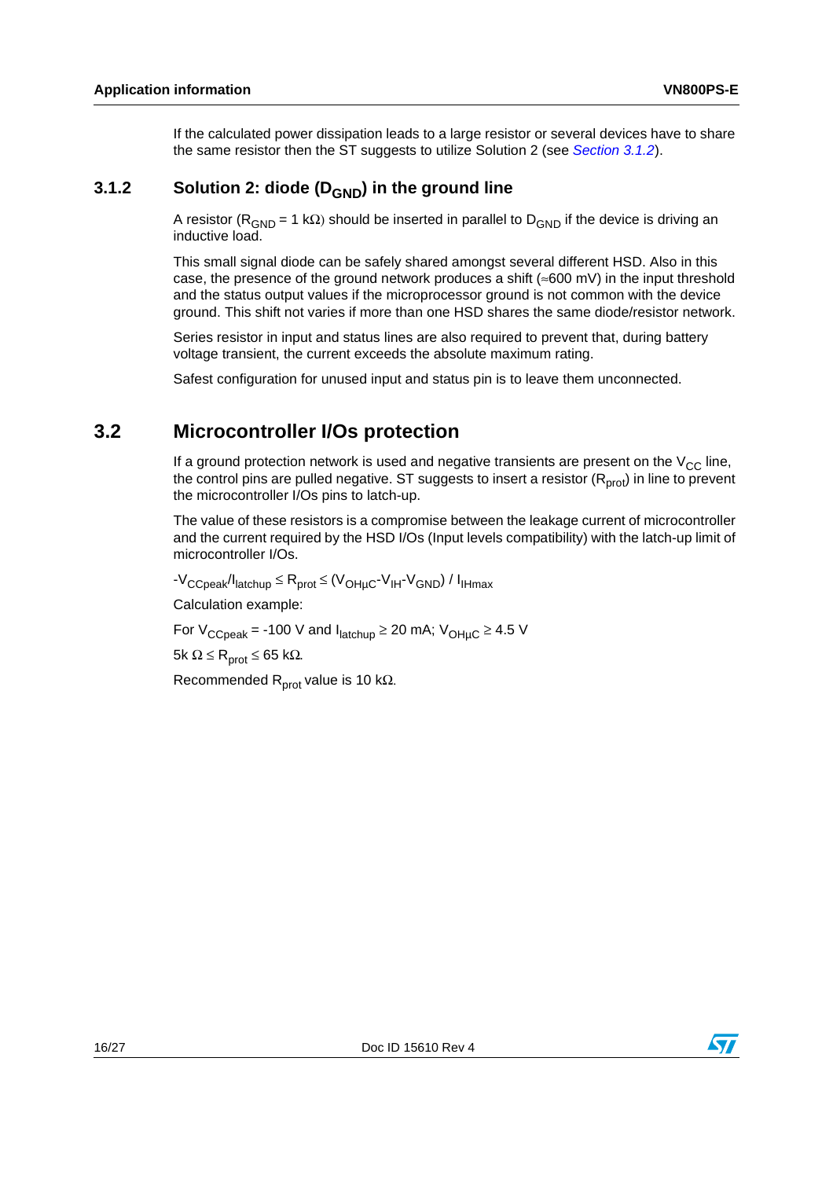If the calculated power dissipation leads to a large resistor or several devices have to share the same resistor then the ST suggests to utilize Solution 2 (see *Section 3.1.2*).

### 3.1.2 Solution 2: diode ($D_{GND}$) in the ground line

A resistor ($R_{GND}$ = 1 kΩ) should be inserted in parallel to $D_{GND}$ if the device is driving an inductive load.

This small signal diode can be safely shared amongst several different HSD. Also in this case, the presence of the ground network produces a shift (≈600 mV) in the input threshold and the status output values if the microprocessor ground is not common with the device ground. This shift not varies if more than one HSD shares the same diode/resistor network.

Series resistor in input and status lines are also required to prevent that, during battery voltage transient, the current exceeds the absolute maximum rating.

Safest configuration for unused input and status pin is to leave them unconnected.

## 3.2 Microcontroller I/Os protection

If a ground protection network is used and negative transients are present on the $V_{CC}$ line, the control pins are pulled negative. ST suggests to insert a resistor ($R_{prot}$) in line to prevent the microcontroller I/Os pins to latch-up.

The value of these resistors is a compromise between the leakage current of microcontroller and the current required by the HSD I/Os (Input levels compatibility) with the latch-up limit of microcontroller I/Os.

$-V_{CCpeak}/I_{latchup} \leq R_{prot} \leq (V_{OH\mu C}-V_{IH}-V_{GND}) / I_{IHmax}$

Calculation example:

For $V_{CCpeak}$ = -100 V and $I_{latchup} \geq$ 20 mA; $V_{OH\mu C} \geq$ 4.5 V

5k Ω ≤ $R_{prot}$ ≤ 65 kΩ.

Recommended $R_{prot}$ value is 10 kΩ.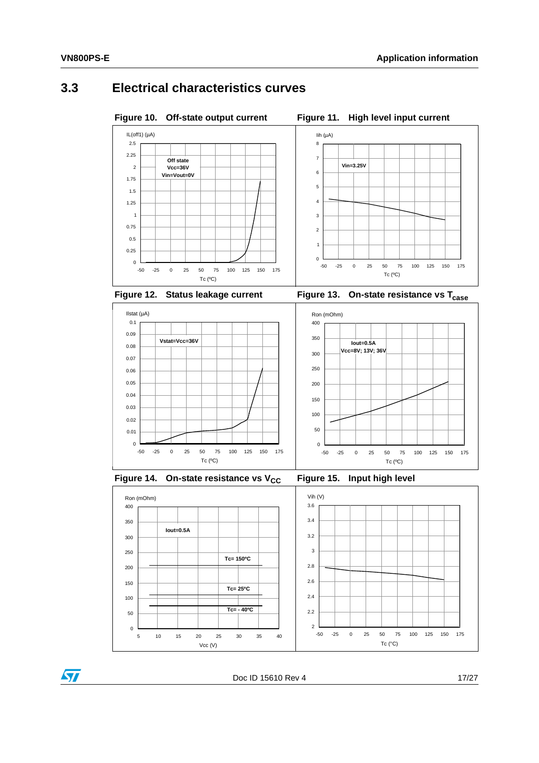## 3.3 Electrical characteristics curves

**Figure 10. Off-state output current**

IL(off1) (µA)
2.5
2.25
2
1.75
1.5
1.25
1
0.75
0.5
0.25
0
-50 -25 0 25 50 75 100 125 150 175
Tc (ºC)

Off state
Vcc=36V
Vin=Vout=0V

**Figure 11. High level input current**

Iih (µA)
8
7
6
5
4
3
2
1
0
-50 -25 0 25 50 75 100 125 150 175
Tc (ºC)

Vin=3.25V

**Figure 12. Status leakage current**

Ilstat (µA)
0.1
0.09
0.08
0.07
0.06
0.05
0.04
0.03
0.02
0.01
0
-50 -25 0 25 50 75 100 125 150 175
Tc (ºC)

Vstat=Vcc=36V

**Figure 13. On-state resistance vs $T_{case}$**

Ron (mOhm)
400
350
300
250
200
150
100
50
0
-50 -25 0 25 50 75 100 125 150 175
Tc (ºC)

Iout=0.5A
Vcc=8V; 13V; 36V

**Figure 14. On-state resistance vs $V_{CC}$**

Ron (mOhm)
400
350
300
250
200
150
100
50
0
5 10 15 20 25 30 35 40
Vcc (V)

Iout=0.5A
Tc= 150ºC
Tc= 25ºC
Tc= - 40ºC

**Figure 15. Input high level**

Vih (V)
3.6
3.4
3.2
3
2.8
2.6
2.4
2.2
2
-50 -25 0 25 50 75 100 125 150 175
Tc (°C)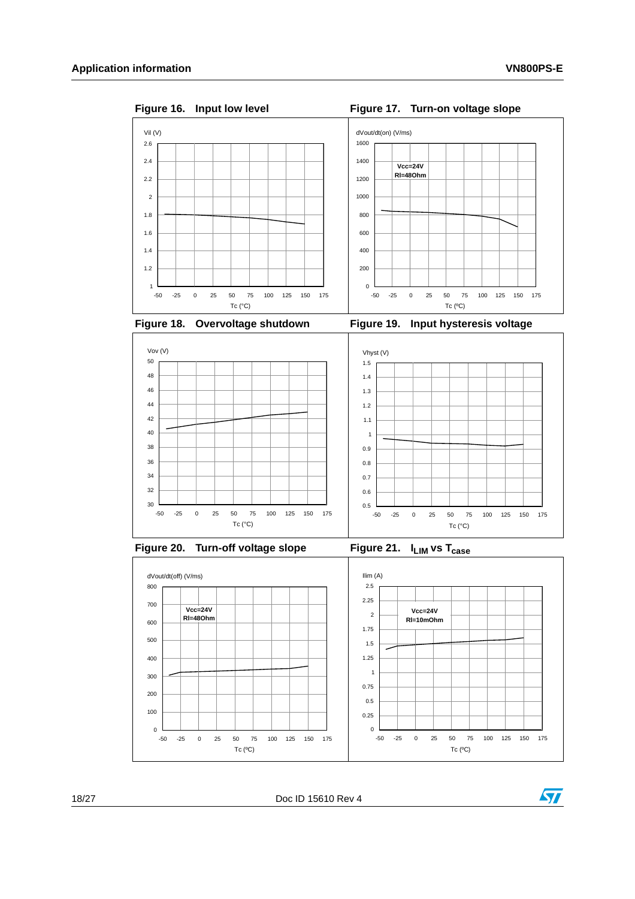Figure 16. Input low level

Vil (V)
2.6
2.4
2.2
2
1.8
1.6
1.4
1.2
1
-50 -25 0 25 50 75 100 125 150 175
Tc (°C)

Figure 17. Turn-on voltage slope

dVout/dt(on) (V/ms)
1600
1400
1200
1000
800
600
400
200
0
Vcc=24V
Rl=48Ohm
-50 -25 0 25 50 75 100 125 150 175
Tc (ºC)

Figure 18. Overvoltage shutdown

Vov (V)
50
48
46
44
42
40
38
36
34
32
30
-50 -25 0 25 50 75 100 125 150 175
Tc (°C)

Figure 19. Input hysteresis voltage

Vhyst (V)
1.5
1.4
1.3
1.2
1.1
1
0.9
0.8
0.7
0.6
0.5
-50 -25 0 25 50 75 100 125 150 175
Tc (°C)

Figure 20. Turn-off voltage slope

dVout/dt(off) (V/ms)
800
700
600
500
400
300
200
100
0
Vcc=24V
Rl=48Ohm
-50 -25 0 25 50 75 100 125 150 175
Tc (ºC)

Figure 21. $I_{LIM}$ vs $T_{case}$

Ilim (A)
2.5
2.25
2
1.75
1.5
1.25
1
0.75
0.5
0.25
0
Vcc=24V
Rl=10mOhm
-50 -25 0 25 50 75 100 125 150 175
Tc (ºC)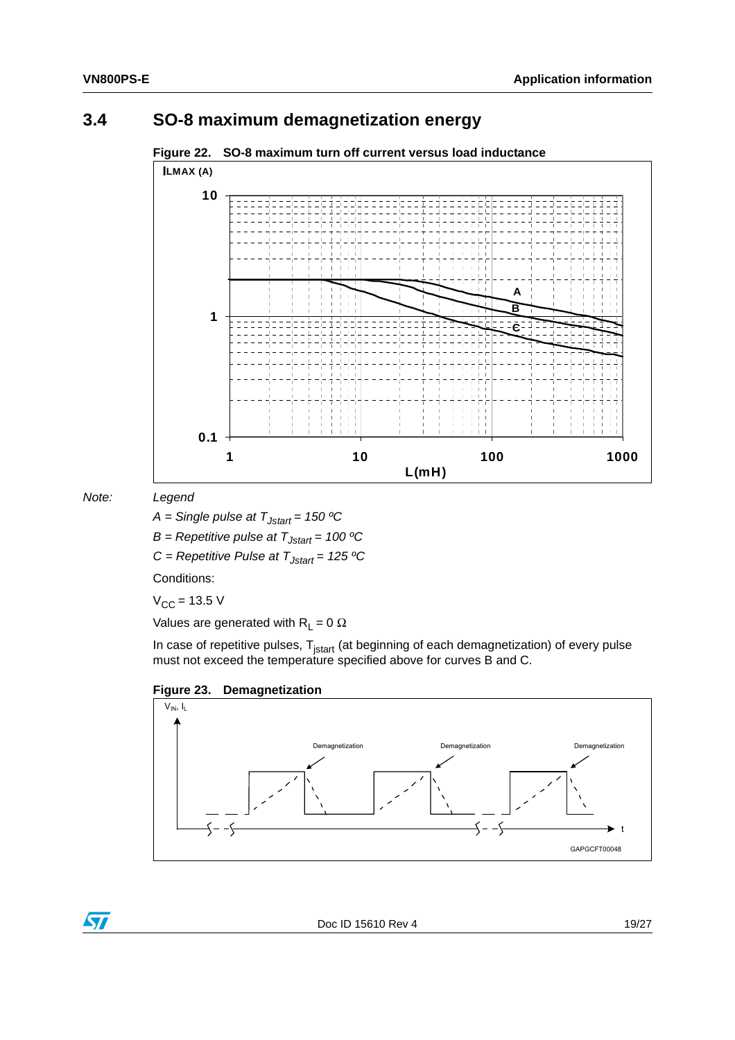## 3.4 SO-8 maximum demagnetization energy

**Figure 22. SO-8 maximum turn off current versus load inductance**

ILMAX (A)

10

1

0.1

1

10

100

1000

L(mH)

A

B

C

*Note:* *Legend*

*A = Single pulse at $T_{Jstart}$ = 150 ºC*

*B = Repetitive pulse at $T_{Jstart}$ = 100 ºC*

*C = Repetitive Pulse at $T_{Jstart}$ = 125 ºC*

Conditions:

$V_{CC}$ = 13.5 V

Values are generated with $R_L$ = 0 Ω

In case of repetitive pulses, $T_{jstart}$ (at beginning of each demagnetization) of every pulse must not exceed the temperature specified above for curves B and C.

**Figure 23. Demagnetization**

$V_{IN}$, $I_L$

Demagnetization

Demagnetization

Demagnetization

t

GAPGCFT00048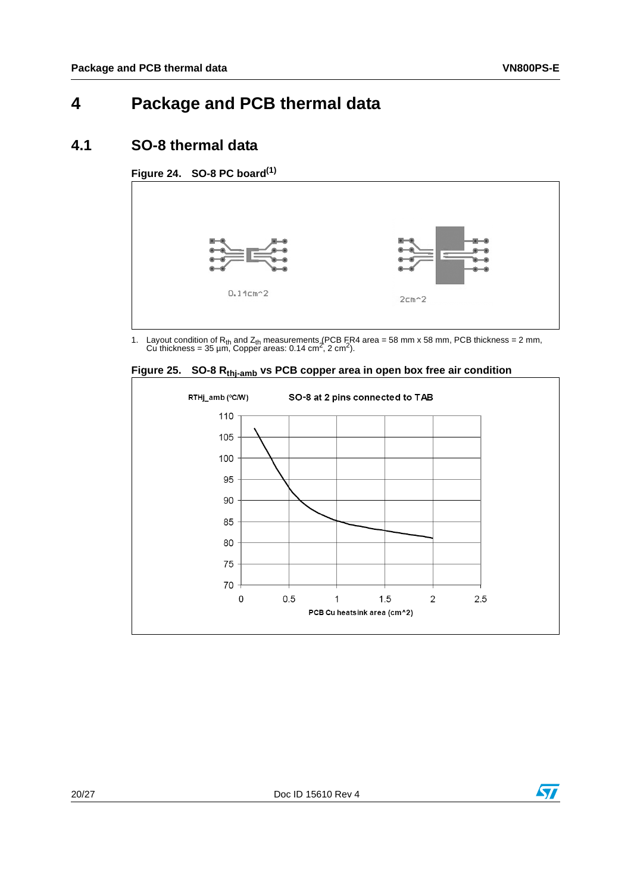# 4 Package and PCB thermal data

## 4.1 SO-8 thermal data

Figure 24. SO-8 PC board(1)

0.14cm^2

2cm^2

1. Layout condition of $R_{th}$ and $Z_{th}$ measurements (PCB FR4 area = 58 mm x 58 mm, PCB thickness = 2 mm, Cu thickness = 35 µm, Copper areas: 0.14 $cm^2$, 2 $cm^2$).

Figure 25. SO-8 $R_{thj\text{-}amb}$ vs PCB copper area in open box free air condition

RTHj_amb (°C/W)

SO-8 at 2 pins connected to TAB

110
105
100
95
90
85
80
75
70

0
0.5
1
1.5
2
2.5

PCB Cu heatsink area (cm^2)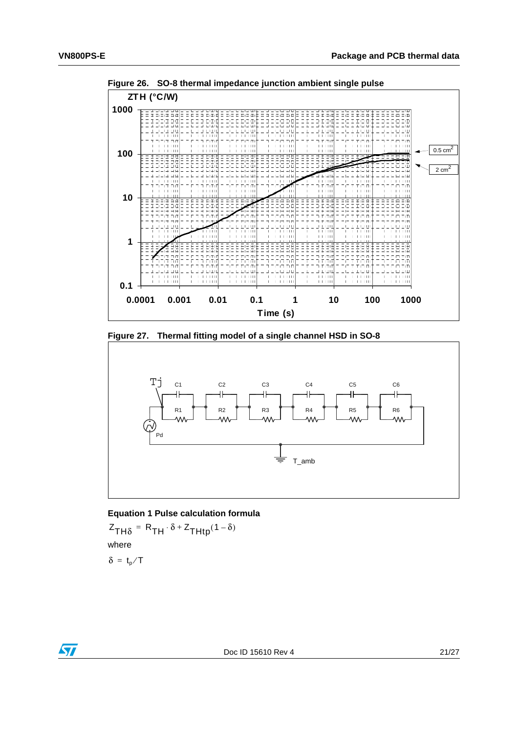**Figure 26. SO-8 thermal impedance junction ambient single pulse**

ZTH (°C/W)

1000

100

10

1

0.1

0.0001 0.001 0.01 0.1 1 10 100 1000

Time (s)

0.5 $cm^2$

2 $cm^2$

**Figure 27. Thermal fitting model of a single channel HSD in SO-8**

Tj

C1 C2 C3 C4 C5 C6

R1 R2 R3 R4 R5 R6

Pd

T_amb

**Equation 1 Pulse calculation formula**

$$Z_{TH\delta} = R_{TH} \cdot \delta + Z_{THtp}(1 - \delta)$$

where

$$\delta = t_p / T$$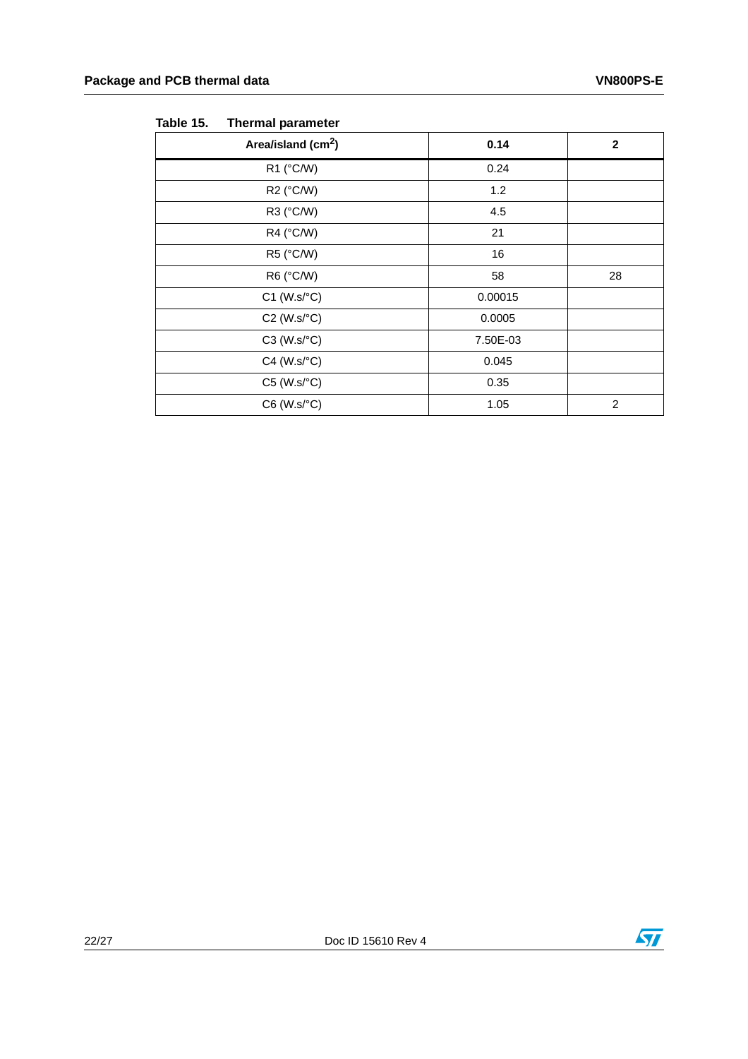Table 15. Thermal parameter

| Area/island ($cm^2$) | 0.14 | 2 |
|---|---|---|
| R1 (°C/W) | 0.24 | |
| R2 (°C/W) | 1.2 | |
| R3 (°C/W) | 4.5 | |
| R4 (°C/W) | 21 | |
| R5 (°C/W) | 16 | |
| R6 (°C/W) | 58 | 28 |
| C1 (W.s/°C) | 0.00015 | |
| C2 (W.s/°C) | 0.0005 | |
| C3 (W.s/°C) | 7.50E-03 | |
| C4 (W.s/°C) | 0.045 | |
| C5 (W.s/°C) | 0.35 | |
| C6 (W.s/°C) | 1.05 | 2 |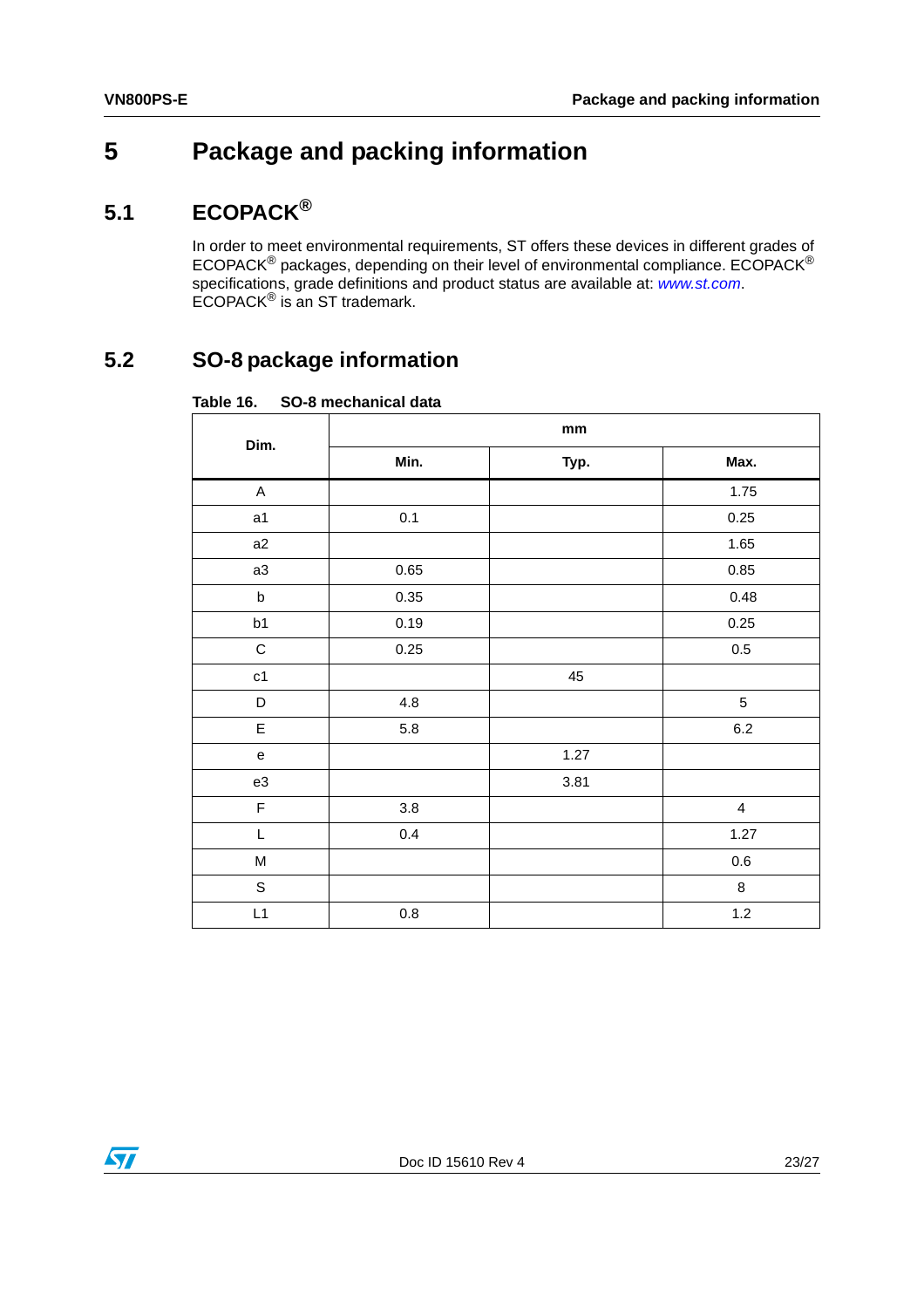# 5 Package and packing information

## 5.1 ECOPACK®

In order to meet environmental requirements, ST offers these devices in different grades of ECOPACK® packages, depending on their level of environmental compliance. ECOPACK® specifications, grade definitions and product status are available at: *www.st.com*. ECOPACK® is an ST trademark.

## 5.2 SO-8 package information

**Table 16. SO-8 mechanical data**

| Dim. | mm | | |
|---|---|---|---|
| | Min. | Typ. | Max. |
| A | | | 1.75 |
| a1 | 0.1 | | 0.25 |
| a2 | | | 1.65 |
| a3 | 0.65 | | 0.85 |
| b | 0.35 | | 0.48 |
| b1 | 0.19 | | 0.25 |
| C | 0.25 | | 0.5 |
| c1 | | 45 | |
| D | 4.8 | | 5 |
| E | 5.8 | | 6.2 |
| e | | 1.27 | |
| e3 | | 3.81 | |
| F | 3.8 | | 4 |
| L | 0.4 | | 1.27 |
| M | | | 0.6 |
| S | | | 8 |
| L1 | 0.8 | | 1.2 |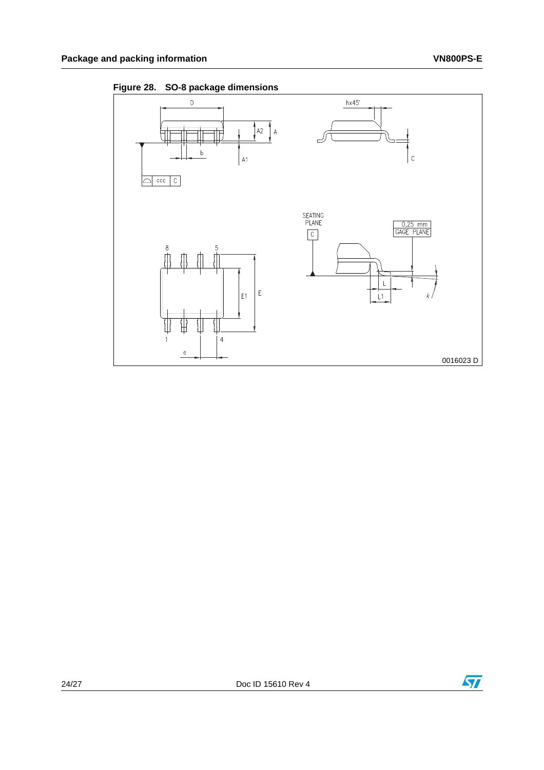**Figure 28. SO-8 package dimensions**

D

hx45°

A2

A

b

A1

C

ccc C

SEATING PLANE

C

0,25 mm GAGE PLANE

8

5

E1

E

L

L1

k

1

4

e

0016023 D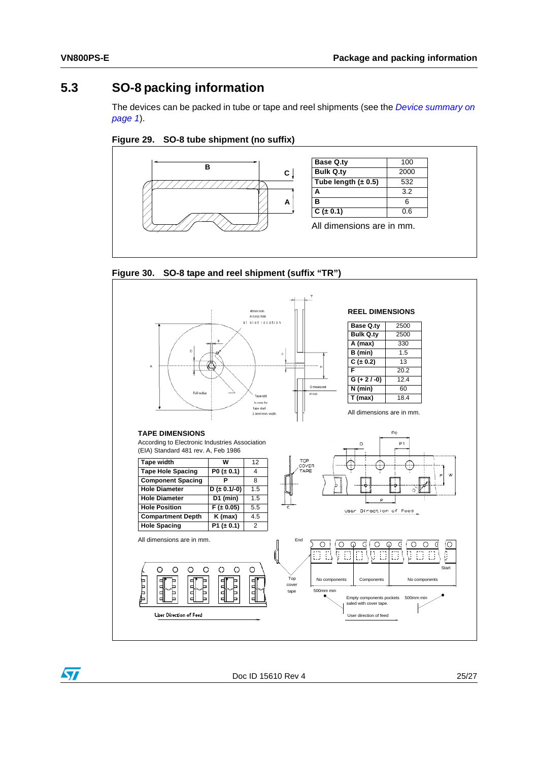## 5.3 SO-8 packing information

The devices can be packed in tube or tape and reel shipments (see the *Device summary on page 1*).

**Figure 29. SO-8 tube shipment (no suffix)**

| | |
|---|---|
| **Base Q.ty** | 100 |
| **Bulk Q.ty** | 2000 |
| **Tube length (± 0.5)** | 532 |
| **A** | 3.2 |
| **B** | 6 |
| **C (± 0.1)** | 0.6 |

All dimensions are in mm.

**Figure 30. SO-8 tape and reel shipment (suffix "TR")**

**REEL DIMENSIONS**

| | |
|---|---|
| **Base Q.ty** | 2500 |
| **Bulk Q.ty** | 2500 |
| **A (max)** | 330 |
| **B (min)** | 1.5 |
| **C (± 0.2)** | 13 |
| **F** | 20.2 |
| **G (+ 2 / -0)** | 12.4 |
| **N (min)** | 60 |
| **T (max)** | 18.4 |

All dimensions are in mm.

**TAPE DIMENSIONS**

According to Electronic Industries Association (EIA) Standard 481 rev. A, Feb 1986

| | | |
|---|---|---|
| **Tape width** | **W** | 12 |
| **Tape Hole Spacing** | **P0 (± 0.1)** | 4 |
| **Component Spacing** | **P** | 8 |
| **Hole Diameter** | **D (± 0.1/-0)** | 1.5 |
| **Hole Diameter** | **D1 (min)** | 1.5 |
| **Hole Position** | **F (± 0.05)** | 5.5 |
| **Compartment Depth** | **K (max)** | 4.5 |
| **Hole Spacing** | **P1 (± 0.1)** | 2 |

All dimensions are in mm.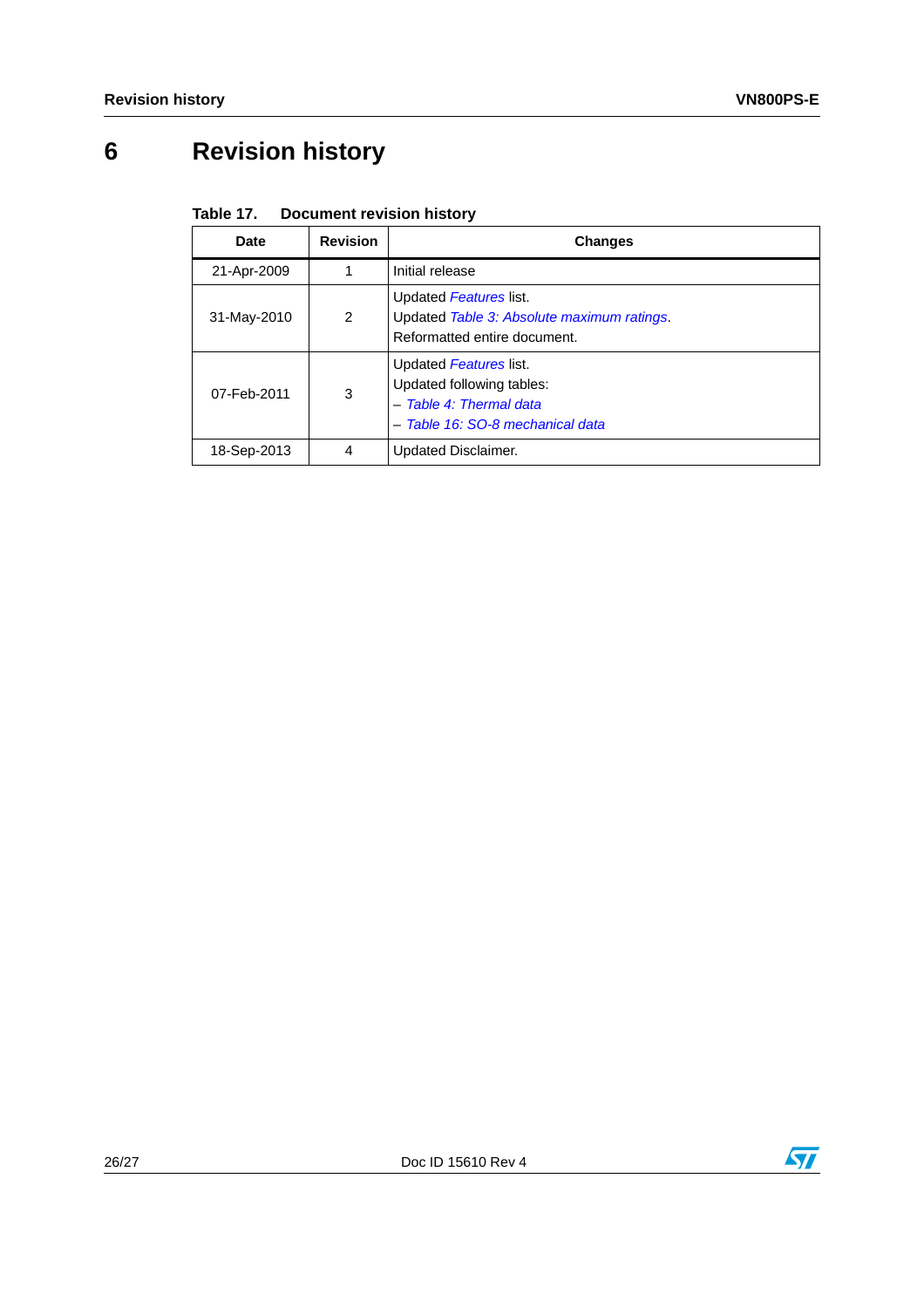# 6 Revision history

Table 17. Document revision history

| Date | Revision | Changes |
|---|---|---|
| 21-Apr-2009 | 1 | Initial release |
| 31-May-2010 | 2 | Updated *Features* list.<br>Updated *Table 3: Absolute maximum ratings*.<br>Reformatted entire document. |
| 07-Feb-2011 | 3 | Updated *Features* list.<br>Updated following tables:<br>– *Table 4: Thermal data*<br>– *Table 16: SO-8 mechanical data* |
| 18-Sep-2013 | 4 | Updated Disclaimer. |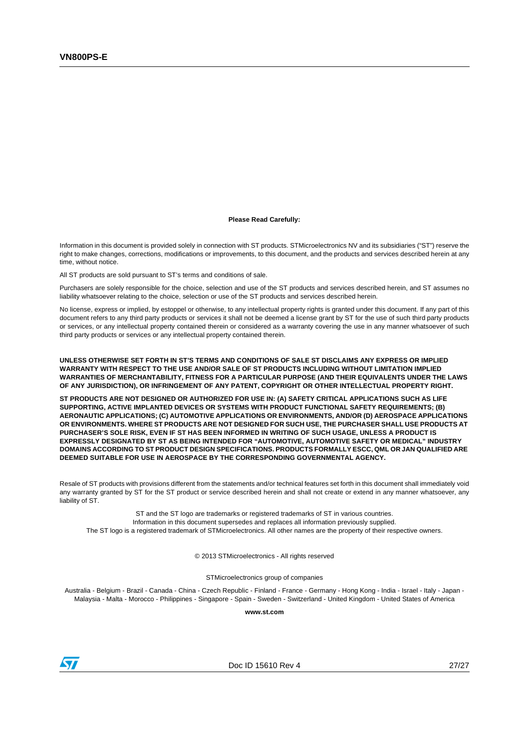**Please Read Carefully:**

Information in this document is provided solely in connection with ST products. STMicroelectronics NV and its subsidiaries ("ST") reserve the right to make changes, corrections, modifications or improvements, to this document, and the products and services described herein at any time, without notice.

All ST products are sold pursuant to ST's terms and conditions of sale.

Purchasers are solely responsible for the choice, selection and use of the ST products and services described herein, and ST assumes no liability whatsoever relating to the choice, selection or use of the ST products and services described herein.

No license, express or implied, by estoppel or otherwise, to any intellectual property rights is granted under this document. If any part of this document refers to any third party products or services it shall not be deemed a license grant by ST for the use of such third party products or services, or any intellectual property contained therein or considered as a warranty covering the use in any manner whatsoever of such third party products or services or any intellectual property contained therein.

**UNLESS OTHERWISE SET FORTH IN ST'S TERMS AND CONDITIONS OF SALE ST DISCLAIMS ANY EXPRESS OR IMPLIED WARRANTY WITH RESPECT TO THE USE AND/OR SALE OF ST PRODUCTS INCLUDING WITHOUT LIMITATION IMPLIED WARRANTIES OF MERCHANTABILITY, FITNESS FOR A PARTICULAR PURPOSE (AND THEIR EQUIVALENTS UNDER THE LAWS OF ANY JURISDICTION), OR INFRINGEMENT OF ANY PATENT, COPYRIGHT OR OTHER INTELLECTUAL PROPERTY RIGHT.**

**ST PRODUCTS ARE NOT DESIGNED OR AUTHORIZED FOR USE IN: (A) SAFETY CRITICAL APPLICATIONS SUCH AS LIFE SUPPORTING, ACTIVE IMPLANTED DEVICES OR SYSTEMS WITH PRODUCT FUNCTIONAL SAFETY REQUIREMENTS; (B) AERONAUTIC APPLICATIONS; (C) AUTOMOTIVE APPLICATIONS OR ENVIRONMENTS, AND/OR (D) AEROSPACE APPLICATIONS OR ENVIRONMENTS. WHERE ST PRODUCTS ARE NOT DESIGNED FOR SUCH USE, THE PURCHASER SHALL USE PRODUCTS AT PURCHASER'S SOLE RISK, EVEN IF ST HAS BEEN INFORMED IN WRITING OF SUCH USAGE, UNLESS A PRODUCT IS EXPRESSLY DESIGNATED BY ST AS BEING INTENDED FOR "AUTOMOTIVE, AUTOMOTIVE SAFETY OR MEDICAL" INDUSTRY DOMAINS ACCORDING TO ST PRODUCT DESIGN SPECIFICATIONS. PRODUCTS FORMALLY ESCC, QML OR JAN QUALIFIED ARE DEEMED SUITABLE FOR USE IN AEROSPACE BY THE CORRESPONDING GOVERNMENTAL AGENCY.**

Resale of ST products with provisions different from the statements and/or technical features set forth in this document shall immediately void any warranty granted by ST for the ST product or service described herein and shall not create or extend in any manner whatsoever, any liability of ST.

ST and the ST logo are trademarks or registered trademarks of ST in various countries.
Information in this document supersedes and replaces all information previously supplied.
The ST logo is a registered trademark of STMicroelectronics. All other names are the property of their respective owners.

© 2013 STMicroelectronics - All rights reserved

STMicroelectronics group of companies

Australia - Belgium - Brazil - Canada - China - Czech Republic - Finland - France - Germany - Hong Kong - India - Israel - Italy - Japan - Malaysia - Malta - Morocco - Philippines - Singapore - Spain - Sweden - Switzerland - United Kingdom - United States of America

**www.st.com**